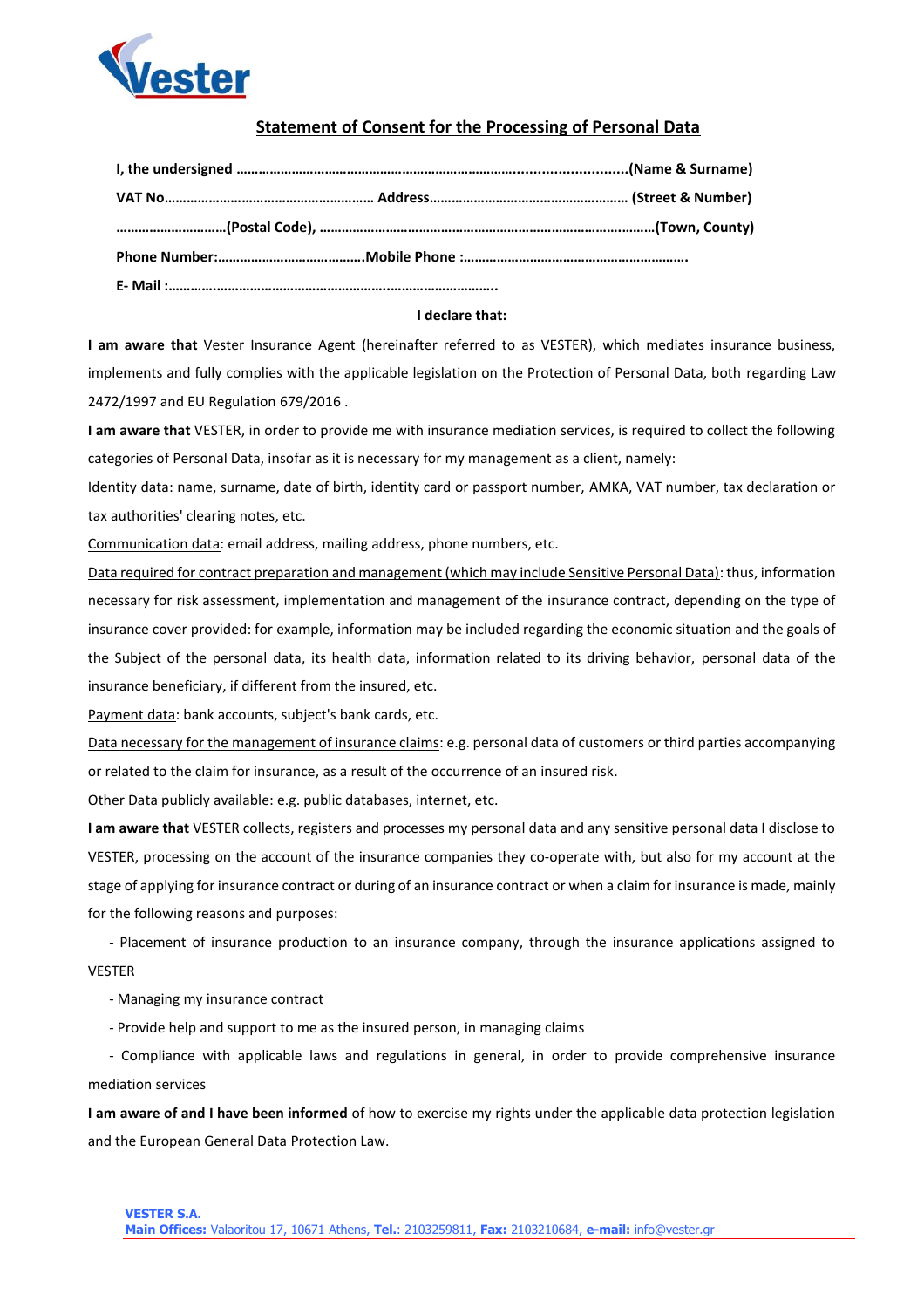Vester

## Statement of Consent for the Processing of Personal Data

**I, the undersigned ……………………………………………………………………..........................(Name & Surname)**

**VAT No………………………………………………… Address……………………………………………… (Street & Number)**

**…………………………(Postal Code), ……………………………………………………………………….………(Town, County)**

**Phone Number:………………………………….Mobile Phone :…………………………………………………….**

**E- Mail :…………………………………………………………..………………………..**

**I declare that:**

**I am aware that** Vester Insurance Agent (hereinafter referred to as VESTER), which mediates insurance business, implements and fully complies with the applicable legislation on the Protection of Personal Data, both regarding Law 2472/1997 and EU Regulation 679/2016 .

**I am aware that** VESTER, in order to provide me with insurance mediation services, is required to collect the following categories of Personal Data, insofar as it is necessary for my management as a client, namely:

<u>Identity data</u>: name, surname, date of birth, identity card or passport number, AMKA, VAT number, tax declaration or tax authorities' clearing notes, etc.

<u>Communication data</u>: email address, mailing address, phone numbers, etc.

<u>Data required for contract preparation and management (which may include Sensitive Personal Data)</u>: thus, information necessary for risk assessment, implementation and management of the insurance contract, depending on the type of insurance cover provided: for example, information may be included regarding the economic situation and the goals of the Subject of the personal data, its health data, information related to its driving behavior, personal data of the insurance beneficiary, if different from the insured, etc.

<u>Payment data</u>: bank accounts, subject's bank cards, etc.

<u>Data necessary for the management of insurance claims</u>: e.g. personal data of customers or third parties accompanying or related to the claim for insurance, as a result of the occurrence of an insured risk.

<u>Other Data publicly available</u>: e.g. public databases, internet, etc.

**I am aware that** VESTER collects, registers and processes my personal data and any sensitive personal data I disclose to VESTER, processing on the account of the insurance companies they co-operate with, but also for my account at the stage of applying for insurance contract or during of an insurance contract or when a claim for insurance is made, mainly for the following reasons and purposes:

- Placement of insurance production to an insurance company, through the insurance applications assigned to VESTER
- Managing my insurance contract
- Provide help and support to me as the insured person, in managing claims
- Compliance with applicable laws and regulations in general, in order to provide comprehensive insurance mediation services

**I am aware of and I have been informed** of how to exercise my rights under the applicable data protection legislation and the European General Data Protection Law.

**VESTER S.A.**
**Main Offices:** Valaoritou 17, 10671 Athens, **Tel.**: 2103259811, **Fax:** 2103210684, **e-mail:** info@vester.gr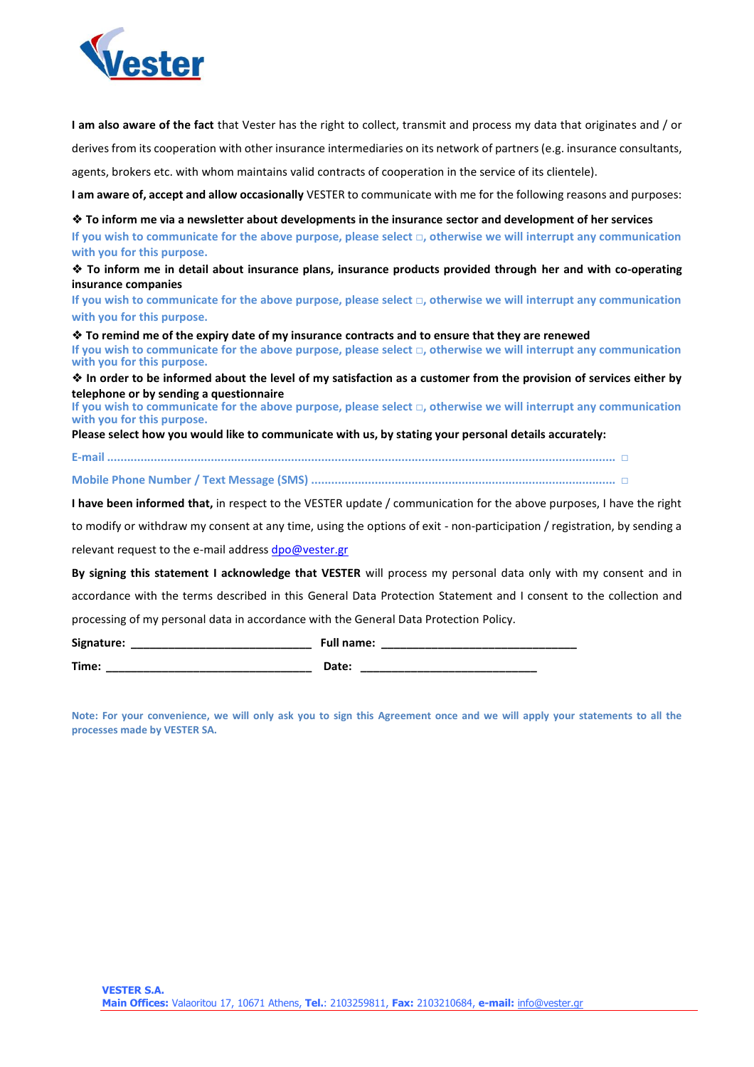**I am also aware of the fact** that Vester has the right to collect, transmit and process my data that originates and / or derives from its cooperation with other insurance intermediaries on its network of partners (e.g. insurance consultants, agents, brokers etc. with whom maintains valid contracts of cooperation in the service of its clientele).

**I am aware of, accept and allow occasionally** VESTER to communicate with me for the following reasons and purposes:

❖ **To inform me via a newsletter about developments in the insurance sector and development of her services**
**If you wish to communicate for the above purpose, please select □, otherwise we will interrupt any communication with you for this purpose.**

❖ **To inform me in detail about insurance plans, insurance products provided through her and with co-operating insurance companies**
**If you wish to communicate for the above purpose, please select □, otherwise we will interrupt any communication with you for this purpose.**

❖ **To remind me of the expiry date of my insurance contracts and to ensure that they are renewed**
**If you wish to communicate for the above purpose, please select □, otherwise we will interrupt any communication with you for this purpose.**

❖ **In order to be informed about the level of my satisfaction as a customer from the provision of services either by telephone or by sending a questionnaire**
**If you wish to communicate for the above purpose, please select □, otherwise we will interrupt any communication with you for this purpose.**

**Please select how you would like to communicate with us, by stating your personal details accurately:**

E-mail ........................................................................................................................................... □

Mobile Phone Number / Text Message (SMS) ......................................................................................... □

**I have been informed that,** in respect to the VESTER update / communication for the above purposes, I have the right to modify or withdraw my consent at any time, using the options of exit - non-participation / registration, by sending a relevant request to the e-mail address dpo@vester.gr

**By signing this statement I acknowledge that VESTER** will process my personal data only with my consent and in accordance with the terms described in this General Data Protection Statement and I consent to the collection and processing of my personal data in accordance with the General Data Protection Policy.

**Signature:** ____________________________ **Full name:** ______________________________

**Time:** ________________________________ **Date:** ___________________________

**Note: For your convenience, we will only ask you to sign this Agreement once and we will apply your statements to all the processes made by VESTER SA.**

**VESTER S.A.**
**Main Offices:** Valaoritou 17, 10671 Athens, **Tel.**: 2103259811, **Fax:** 2103210684, **e-mail:** info@vester.gr